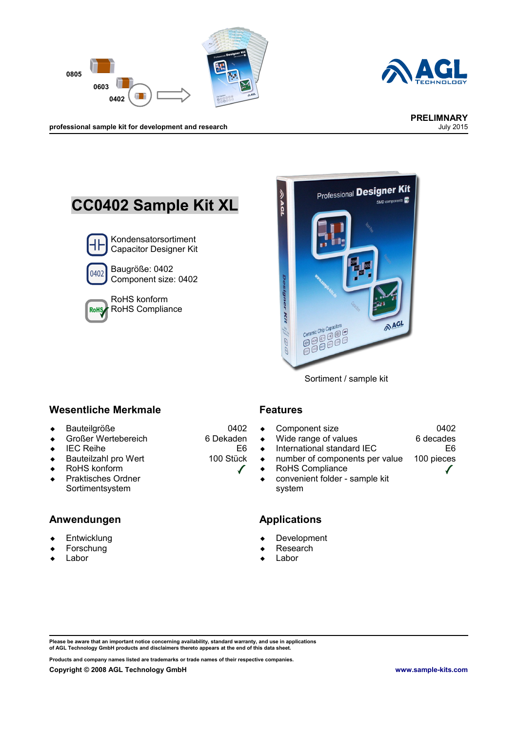professional sample kit for development and research

**PRELIMNARY**
July 2015

# CC0402 Sample Kit XL

Kondensatorsortiment
Capacitor Designer Kit

Baugröße: 0402
Component size: 0402

RoHS konform
RoHS Compliance

Sortiment / sample kit

## Wesentliche Merkmale

| | |
|---|---|
| Bauteilgröße | 0402 |
| Großer Wertebereich | 6 Dekaden |
| IEC Reihe | E6 |
| Bauteilzahl pro Wert | 100 Stück |
| RoHS konform | ✓ |
| Praktisches Ordner Sortimentsystem | |

## Features

| | |
|---|---|
| Component size | 0402 |
| Wide range of values | 6 decades |
| International standard IEC | E6 |
| number of components per value | 100 pieces |
| RoHS Compliance | ✓ |
| convenient folder - sample kit system | |

## Anwendungen

- Entwicklung
- Forschung
- Labor

## Applications

- Development
- Research
- Labor

**Please be aware that an important notice concerning availability, standard warranty, and use in applications of AGL Technology GmbH products and disclaimers thereto appears at the end of this data sheet.**

**Products and company names listed are trademarks or trade names of their respective companies.**

**Copyright © 2008 AGL Technology GmbH** **www.sample-kits.com**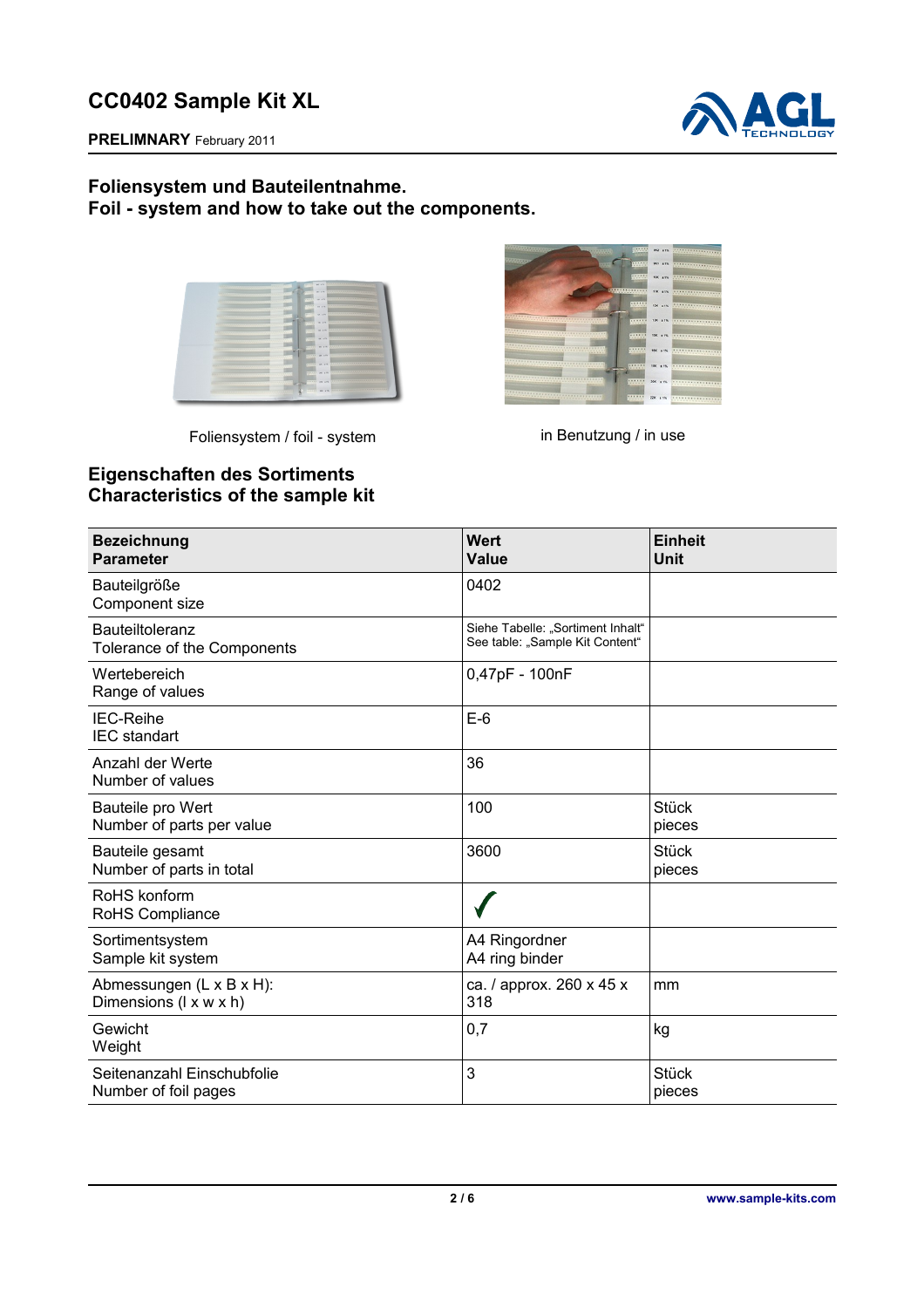# CC0402 Sample Kit XL

**PRELIMNARY** February 2011

## Foliensystem und Bauteilentnahme.
## Foil - system and how to take out the components.

Foliensystem / foil - system

in Benutzung / in use

## Eigenschaften des Sortiments
## Characteristics of the sample kit

| Bezeichnung<br>Parameter | Wert<br>Value | Einheit<br>Unit |
|---|---|---|
| Bauteilgröße<br>Component size | 0402 | |
| Bauteiltoleranz<br>Tolerance of the Components | Siehe Tabelle: „Sortiment Inhalt"<br>See table: „Sample Kit Content" | |
| Wertebereich<br>Range of values | 0,47pF - 100nF | |
| IEC-Reihe<br>IEC standart | E-6 | |
| Anzahl der Werte<br>Number of values | 36 | |
| Bauteile pro Wert<br>Number of parts per value | 100 | Stück<br>pieces |
| Bauteile gesamt<br>Number of parts in total | 3600 | Stück<br>pieces |
| RoHS konform<br>RoHS Compliance | ✓ | |
| Sortimentsystem<br>Sample kit system | A4 Ringordner<br>A4 ring binder | |
| Abmessungen (L x B x H):<br>Dimensions (l x w x h) | ca. / approx. 260 x 45 x 318 | mm |
| Gewicht<br>Weight | 0,7 | kg |
| Seitenanzahl Einschubfolie<br>Number of foil pages | 3 | Stück<br>pieces |

www.sample-kits.com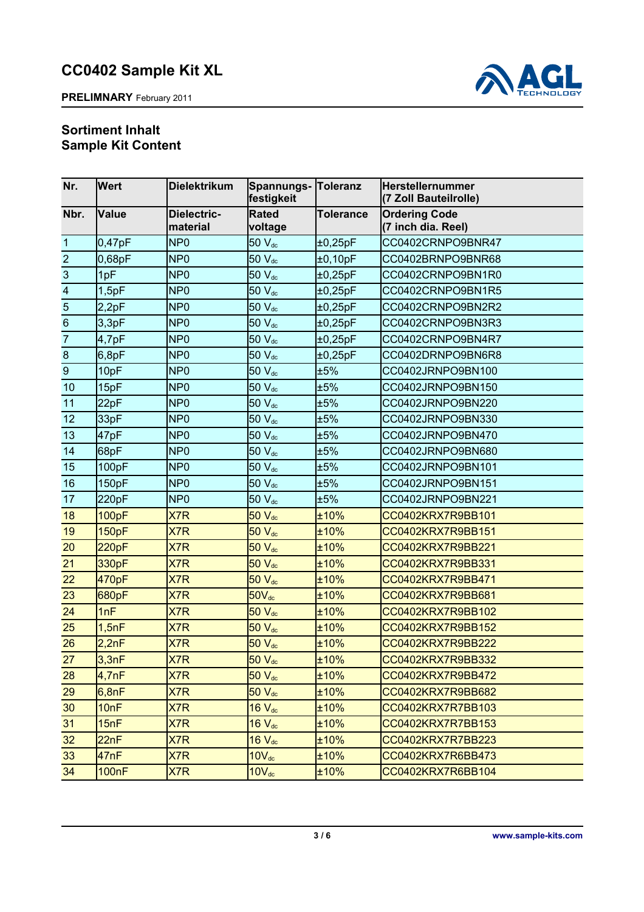# CC0402 Sample Kit XL

**PRELIMNARY** February 2011

## Sortiment Inhalt
## Sample Kit Content

| Nr. | Wert | Dielektrikum | Spannungs-festigkeit | Toleranz | Herstellernummer (7 Zoll Bauteilrolle) |
|---|---|---|---|---|---|
| **Nbr.** | **Value** | **Dielectric-material** | **Rated voltage** | **Tolerance** | **Ordering Code (7 inch dia. Reel)** |
| 1 | 0,47pF | NP0 | 50 $V_{dc}$ | ±0,25pF | CC0402CRNPO9BNR47 |
| 2 | 0,68pF | NP0 | 50 $V_{dc}$ | ±0,10pF | CC0402BRNPO9BNR68 |
| 3 | 1pF | NP0 | 50 $V_{dc}$ | ±0,25pF | CC0402CRNPO9BN1R0 |
| 4 | 1,5pF | NP0 | 50 $V_{dc}$ | ±0,25pF | CC0402CRNPO9BN1R5 |
| 5 | 2,2pF | NP0 | 50 $V_{dc}$ | ±0,25pF | CC0402CRNPO9BN2R2 |
| 6 | 3,3pF | NP0 | 50 $V_{dc}$ | ±0,25pF | CC0402CRNPO9BN3R3 |
| 7 | 4,7pF | NP0 | 50 $V_{dc}$ | ±0,25pF | CC0402CRNPO9BN4R7 |
| 8 | 6,8pF | NP0 | 50 $V_{dc}$ | ±0,25pF | CC0402DRNPO9BN6R8 |
| 9 | 10pF | NP0 | 50 $V_{dc}$ | ±5% | CC0402JRNPO9BN100 |
| 10 | 15pF | NP0 | 50 $V_{dc}$ | ±5% | CC0402JRNPO9BN150 |
| 11 | 22pF | NP0 | 50 $V_{dc}$ | ±5% | CC0402JRNPO9BN220 |
| 12 | 33pF | NP0 | 50 $V_{dc}$ | ±5% | CC0402JRNPO9BN330 |
| 13 | 47pF | NP0 | 50 $V_{dc}$ | ±5% | CC0402JRNPO9BN470 |
| 14 | 68pF | NP0 | 50 $V_{dc}$ | ±5% | CC0402JRNPO9BN680 |
| 15 | 100pF | NP0 | 50 $V_{dc}$ | ±5% | CC0402JRNPO9BN101 |
| 16 | 150pF | NP0 | 50 $V_{dc}$ | ±5% | CC0402JRNPO9BN151 |
| 17 | 220pF | NP0 | 50 $V_{dc}$ | ±5% | CC0402JRNPO9BN221 |
| 18 | 100pF | X7R | 50 $V_{dc}$ | ±10% | CC0402KRX7R9BB101 |
| 19 | 150pF | X7R | 50 $V_{dc}$ | ±10% | CC0402KRX7R9BB151 |
| 20 | 220pF | X7R | 50 $V_{dc}$ | ±10% | CC0402KRX7R9BB221 |
| 21 | 330pF | X7R | 50 $V_{dc}$ | ±10% | CC0402KRX7R9BB331 |
| 22 | 470pF | X7R | 50 $V_{dc}$ | ±10% | CC0402KRX7R9BB471 |
| 23 | 680pF | X7R | 50$V_{dc}$ | ±10% | CC0402KRX7R9BB681 |
| 24 | 1nF | X7R | 50 $V_{dc}$ | ±10% | CC0402KRX7R9BB102 |
| 25 | 1,5nF | X7R | 50 $V_{dc}$ | ±10% | CC0402KRX7R9BB152 |
| 26 | 2,2nF | X7R | 50 $V_{dc}$ | ±10% | CC0402KRX7R9BB222 |
| 27 | 3,3nF | X7R | 50 $V_{dc}$ | ±10% | CC0402KRX7R9BB332 |
| 28 | 4,7nF | X7R | 50 $V_{dc}$ | ±10% | CC0402KRX7R9BB472 |
| 29 | 6,8nF | X7R | 50 $V_{dc}$ | ±10% | CC0402KRX7R9BB682 |
| 30 | 10nF | X7R | 16 $V_{dc}$ | ±10% | CC0402KRX7R7BB103 |
| 31 | 15nF | X7R | 16 $V_{dc}$ | ±10% | CC0402KRX7R7BB153 |
| 32 | 22nF | X7R | 16 $V_{dc}$ | ±10% | CC0402KRX7R7BB223 |
| 33 | 47nF | X7R | 10$V_{dc}$ | ±10% | CC0402KRX7R6BB473 |
| 34 | 100nF | X7R | 10$V_{dc}$ | ±10% | CC0402KRX7R6BB104 |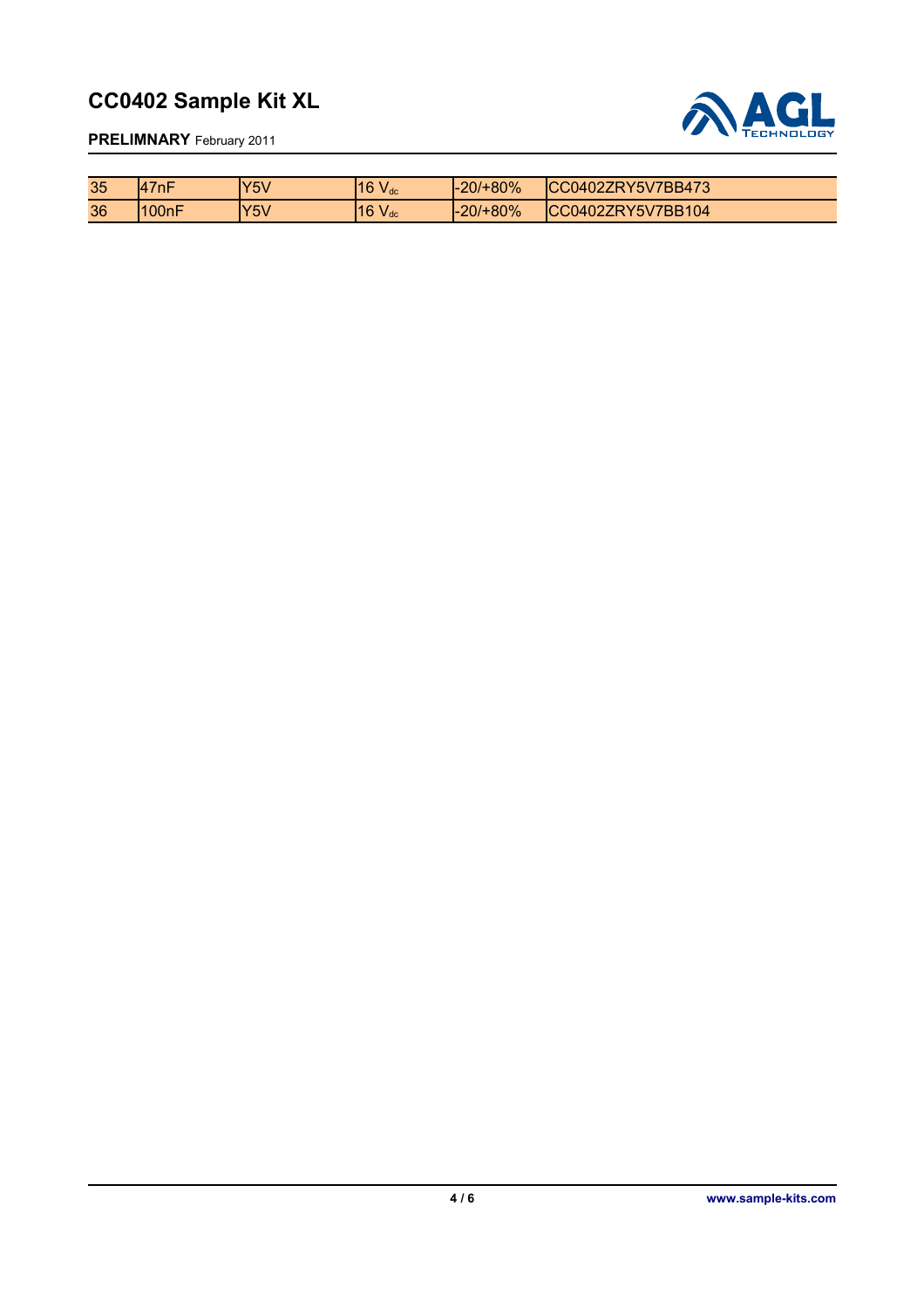| 35 | 47nF | Y5V | 16 $V_{dc}$ | -20/+80% | CC0402ZRY5V7BB473 |
|---|---|---|---|---|---|
| 36 | 100nF | Y5V | 16 $V_{dc}$ | -20/+80% | CC0402ZRY5V7BB104 |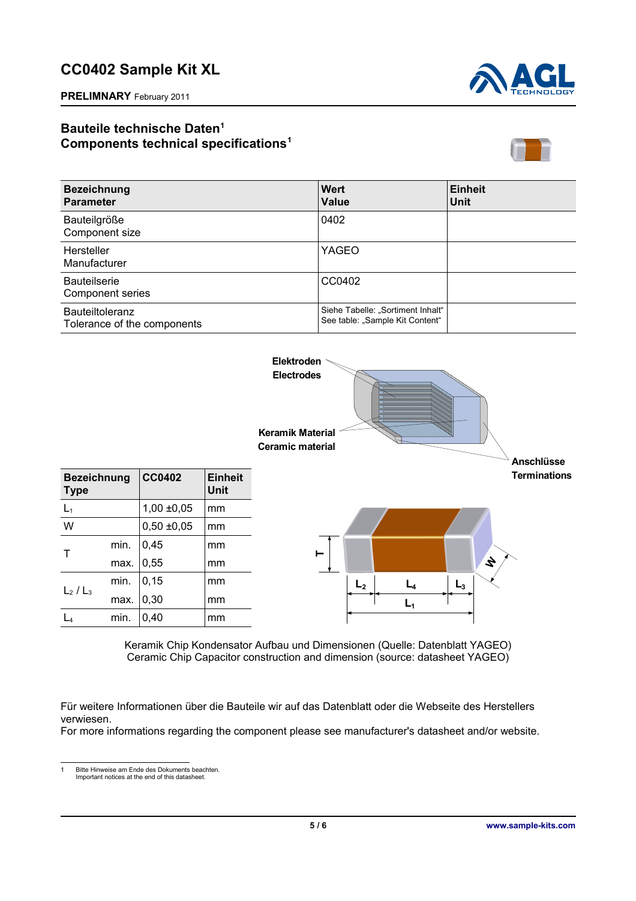# CC0402 Sample Kit XL

**PRELIMNARY** February 2011

## Bauteile technische Daten[1]
## Components technical specifications[1]

| Bezeichnung<br>Parameter | Wert<br>Value | Einheit<br>Unit |
|---|---|---|
| Bauteilgröße<br>Component size | 0402 | |
| Hersteller<br>Manufacturer | YAGEO | |
| Bauteilserie<br>Component series | CC0402 | |
| Bauteiltoleranz<br>Tolerance of the components | Siehe Tabelle: „Sortiment Inhalt"<br>See table: „Sample Kit Content" | |

Elektroden
Electrodes

Keramik Material
Ceramic material

Anschlüsse
Terminations

| Bezeichnung<br>Type | | CC0402 | Einheit<br>Unit |
|---|---|---|---|
| $L_1$ | | 1,00 ±0,05 | mm |
| W | | 0,50 ±0,05 | mm |
| T | min. | 0,45 | mm |
| | max. | 0,55 | mm |
| $L_2$ / $L_3$ | min. | 0,15 | mm |
| | max. | 0,30 | mm |
| $L_4$ | min. | 0,40 | mm |

Keramik Chip Kondensator Aufbau und Dimensionen (Quelle: Datenblatt YAGEO)
Ceramic Chip Capacitor construction and dimension (source: datasheet YAGEO)

Für weitere Informationen über die Bauteile wir auf das Datenblatt oder die Webseite des Herstellers verwiesen.
For more informations regarding the component please see manufacturer's datasheet and/or website.

1 Bitte Hinweise am Ende des Dokuments beachten.
Important notices at the end of this datasheet.

www.sample-kits.com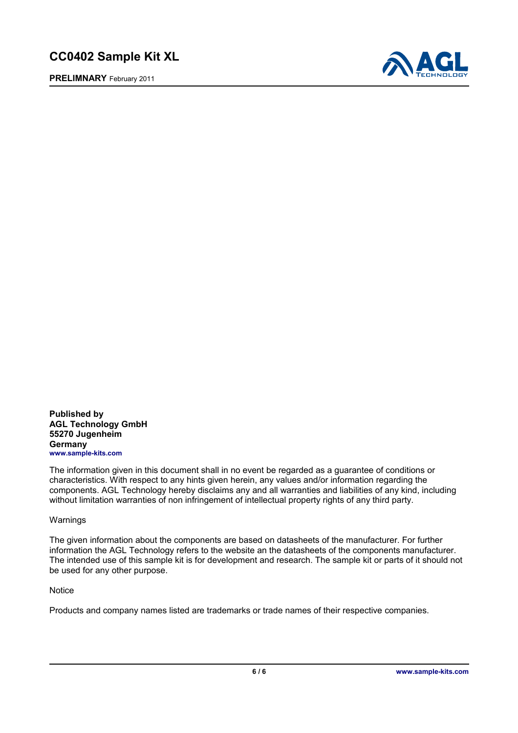**Published by**
**AGL Technology GmbH**
**55270 Jugenheim**
**Germany**
**www.sample-kits.com**

The information given in this document shall in no event be regarded as a guarantee of conditions or characteristics. With respect to any hints given herein, any values and/or information regarding the components. AGL Technology hereby disclaims any and all warranties and liabilities of any kind, including without limitation warranties of non infringement of intellectual property rights of any third party.

Warnings

The given information about the components are based on datasheets of the manufacturer. For further information the AGL Technology refers to the website an the datasheets of the components manufacturer. The intended use of this sample kit is for development and research. The sample kit or parts of it should not be used for any other purpose.

Notice

Products and company names listed are trademarks or trade names of their respective companies.